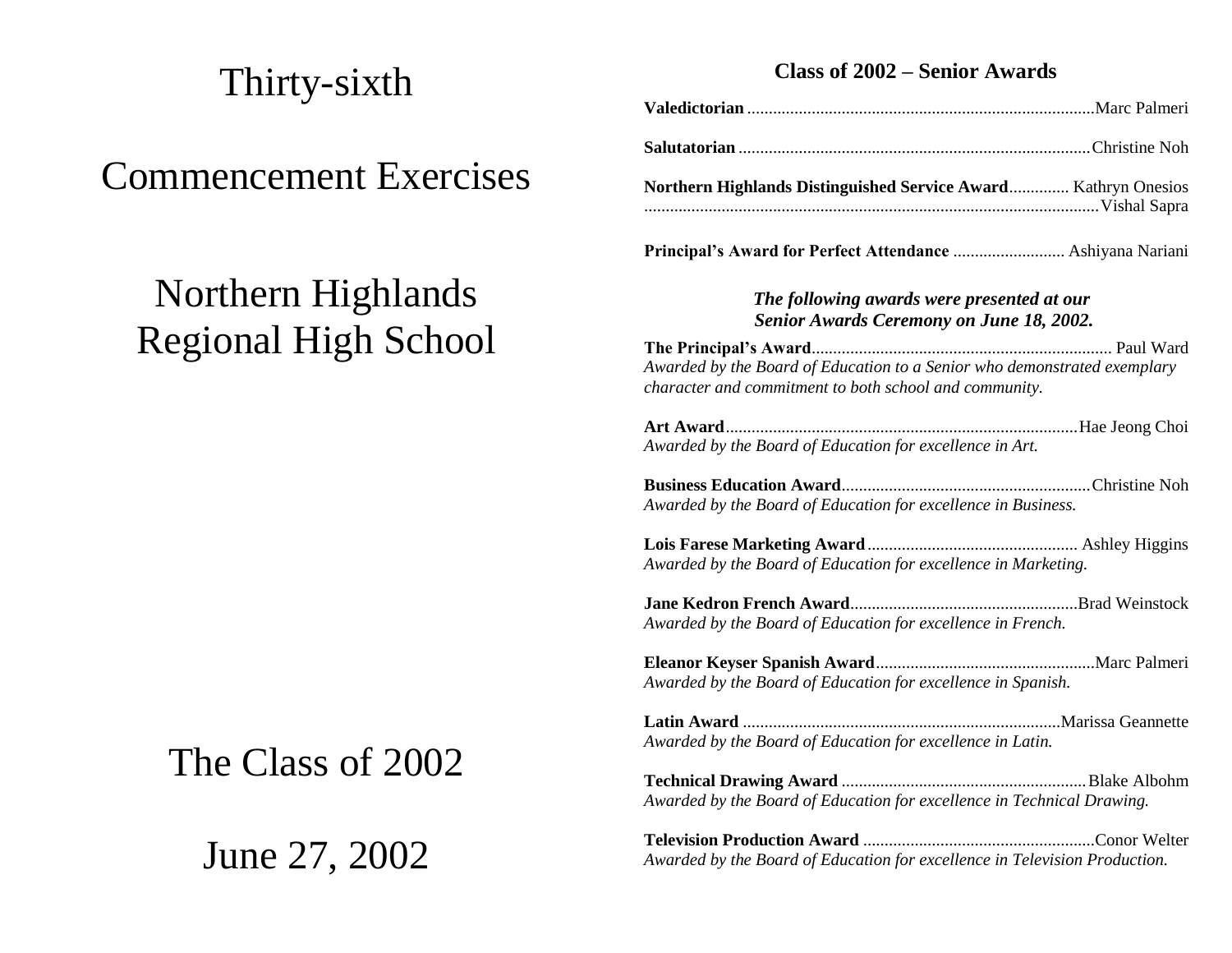# Thirty-sixth

# Commencement Exercises

# Northern Highlands Regional High School

## The Class of 2002

## June 27, 2002

## Class of 2002 – Senior Awards

**Valedictorian** ................................................ Marc Palmeri

**Salutatorian** ................................................ Christine Noh

**Northern Highlands Distinguished Service Award** .............. Kathryn Onesios
................................................ Vishal Sapra

**Principal's Award for Perfect Attendance** .......................... Ashiyana Nariani

***The following awards were presented at our Senior Awards Ceremony on June 18, 2002.***

**The Principal's Award** ................................................ Paul Ward
*Awarded by the Board of Education to a Senior who demonstrated exemplary character and commitment to both school and community.*

**Art Award** ................................................ Hae Jeong Choi
*Awarded by the Board of Education for excellence in Art.*

**Business Education Award** ................................................ Christine Noh
*Awarded by the Board of Education for excellence in Business.*

**Lois Farese Marketing Award** ................................................ Ashley Higgins
*Awarded by the Board of Education for excellence in Marketing.*

**Jane Kedron French Award** ................................................ Brad Weinstock
*Awarded by the Board of Education for excellence in French.*

**Eleanor Keyser Spanish Award** ................................................ Marc Palmeri
*Awarded by the Board of Education for excellence in Spanish.*

**Latin Award** ................................................ Marissa Geannette
*Awarded by the Board of Education for excellence in Latin.*

**Technical Drawing Award** ................................................ Blake Albohm
*Awarded by the Board of Education for excellence in Technical Drawing.*

**Television Production Award** ................................................ Conor Welter
*Awarded by the Board of Education for excellence in Television Production.*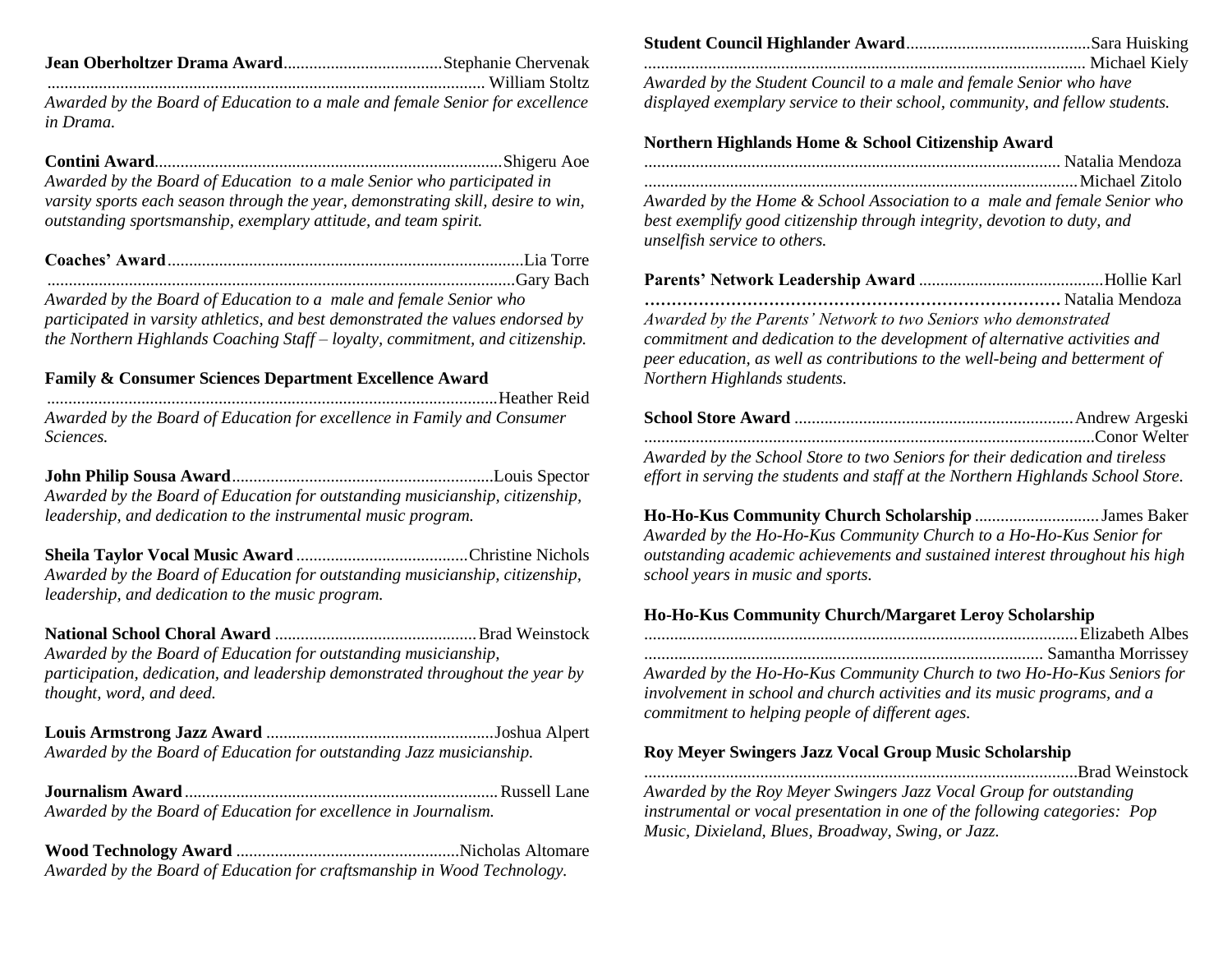**Jean Oberholtzer Drama Award**..................................... Stephanie Chervenak
..................................................................................................... William Stoltz
*Awarded by the Board of Education to a male and female Senior for excellence in Drama.*

**Contini Award**................................................................................ Shigeru Aoe
*Awarded by the Board of Education to a male Senior who participated in varsity sports each season through the year, demonstrating skill, desire to win, outstanding sportsmanship, exemplary attitude, and team spirit.*

**Coaches' Award**.................................................................................. Lia Torre
............................................................................................................. Gary Bach
*Awarded by the Board of Education to a male and female Senior who participated in varsity athletics, and best demonstrated the values endorsed by the Northern Highlands Coaching Staff – loyalty, commitment, and citizenship.*

**Family & Consumer Sciences Department Excellence Award**
......................................................................................................... Heather Reid
*Awarded by the Board of Education for excellence in Family and Consumer Sciences.*

**John Philip Sousa Award**............................................................ Louis Spector
*Awarded by the Board of Education for outstanding musicianship, citizenship, leadership, and dedication to the instrumental music program.*

**Sheila Taylor Vocal Music Award**........................................ Christine Nichols
*Awarded by the Board of Education for outstanding musicianship, citizenship, leadership, and dedication to the music program.*

**National School Choral Award** ............................................... Brad Weinstock
*Awarded by the Board of Education for outstanding musicianship, participation, dedication, and leadership demonstrated throughout the year by thought, word, and deed.*

**Louis Armstrong Jazz Award** ..................................................... Joshua Alpert
*Awarded by the Board of Education for outstanding Jazz musicianship.*

**Journalism Award**......................................................................... Russell Lane
*Awarded by the Board of Education for excellence in Journalism.*

**Wood Technology Award** .................................................... Nicholas Altomare
*Awarded by the Board of Education for craftsmanship in Wood Technology.*

**Student Council Highlander Award**........................................... Sara Huisking
..................................................................................................... Michael Kiely
*Awarded by the Student Council to a male and female Senior who have displayed exemplary service to their school, community, and fellow students.*

**Northern Highlands Home & School Citizenship Award**
................................................................................................ Natalia Mendoza
.................................................................................................... Michael Zitolo
*Awarded by the Home & School Association to a male and female Senior who best exemplify good citizenship through integrity, devotion to duty, and unselfish service to others.*

**Parents' Network Leadership Award** ........................................... Hollie Karl
............................................................................... Natalia Mendoza
*Awarded by the Parents' Network to two Seniors who demonstrated commitment and dedication to the development of alternative activities and peer education, as well as contributions to the well-being and betterment of Northern Highlands students.*

**School Store Award** ................................................................ Andrew Argeski
........................................................................................................ Conor Welter
*Awarded by the School Store to two Seniors for their dedication and tireless effort in serving the students and staff at the Northern Highlands School Store.*

**Ho-Ho-Kus Community Church Scholarship** ............................. James Baker
*Awarded by the Ho-Ho-Kus Community Church to a Ho-Ho-Kus Senior for outstanding academic achievements and sustained interest throughout his high school years in music and sports.*

**Ho-Ho-Kus Community Church/Margaret Leroy Scholarship**
................................................................................................... Elizabeth Albes
........................................................................................... Samantha Morrissey
*Awarded by the Ho-Ho-Kus Community Church to two Ho-Ho-Kus Seniors for involvement in school and church activities and its music programs, and a commitment to helping people of different ages.*

**Roy Meyer Swingers Jazz Vocal Group Music Scholarship**
.................................................................................................. Brad Weinstock
*Awarded by the Roy Meyer Swingers Jazz Vocal Group for outstanding instrumental or vocal presentation in one of the following categories: Pop Music, Dixieland, Blues, Broadway, Swing, or Jazz.*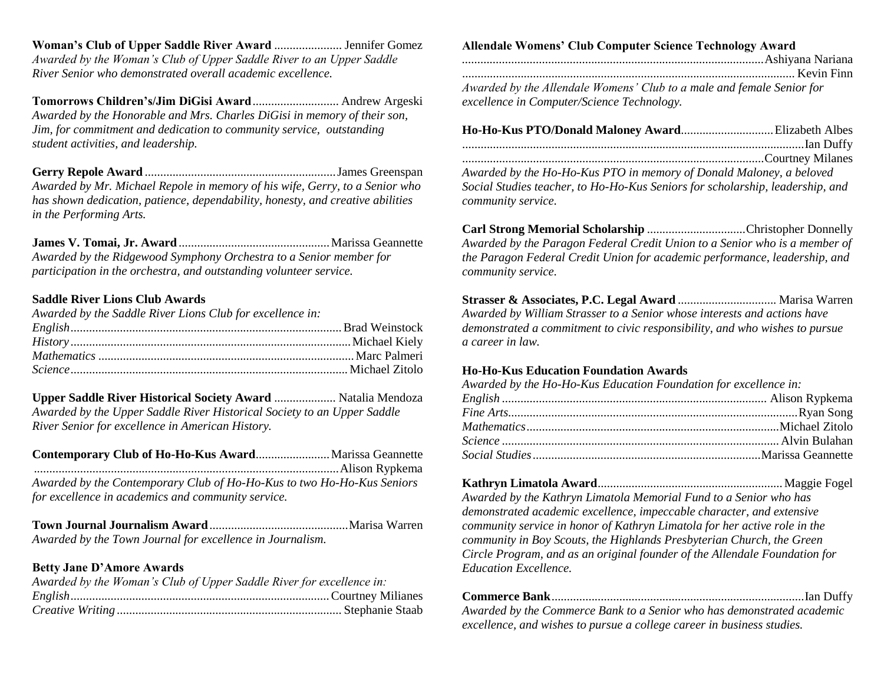**Woman's Club of Upper Saddle River Award** ...................... Jennifer Gomez
*Awarded by the Woman's Club of Upper Saddle River to an Upper Saddle River Senior who demonstrated overall academic excellence.*

**Tomorrows Children's/Jim DiGisi Award** ............................ Andrew Argeski
*Awarded by the Honorable and Mrs. Charles DiGisi in memory of their son, Jim, for commitment and dedication to community service, outstanding student activities, and leadership.*

**Gerry Repole Award** ............................................................. James Greenspan
*Awarded by Mr. Michael Repole in memory of his wife, Gerry, to a Senior who has shown dedication, patience, dependability, honesty, and creative abilities in the Performing Arts.*

**James V. Tomai, Jr. Award** ................................................ Marissa Geannette
*Awarded by the Ridgewood Symphony Orchestra to a Senior member for participation in the orchestra, and outstanding volunteer service.*

**Saddle River Lions Club Awards**
*Awarded by the Saddle River Lions Club for excellence in:*
*English* ....................................................................................... Brad Weinstock
*History* ......................................................................................... Michael Kiely
*Mathematics* ................................................................................. Marc Palmeri
*Science* ........................................................................................ Michael Zitolo

**Upper Saddle River Historical Society Award** .................... Natalia Mendoza
*Awarded by the Upper Saddle River Historical Society to an Upper Saddle River Senior for excellence in American History.*

**Contemporary Club of Ho-Ho-Kus Award** ........................ Marissa Geannette
.................................................................................................. Alison Rypkema
*Awarded by the Contemporary Club of Ho-Ho-Kus to two Ho-Ho-Kus Seniors for excellence in academics and community service.*

**Town Journal Journalism Award** ............................................ Marisa Warren
*Awarded by the Town Journal for excellence in Journalism.*

**Betty Jane D'Amore Awards**
*Awarded by the Woman's Club of Upper Saddle River for excellence in:*
*English* ................................................................................... Courtney Milianes
*Creative Writing* ........................................................................ Stephanie Staab

**Allendale Womens' Club Computer Science Technology Award**
................................................................................................ Ashiyana Nariana
............................................................................................................ Kevin Finn
*Awarded by the Allendale Womens' Club to a male and female Senior for excellence in Computer/Science Technology.*

**Ho-Ho-Kus PTO/Donald Maloney Award** ............................. Elizabeth Albes
............................................................................................................... Ian Duffy
................................................................................................ Courtney Milanes
*Awarded by the Ho-Ho-Kus PTO in memory of Donald Maloney, a beloved Social Studies teacher, to Ho-Ho-Kus Seniors for scholarship, leadership, and community service.*

**Carl Strong Memorial Scholarship** ................................ Christopher Donnelly
*Awarded by the Paragon Federal Credit Union to a Senior who is a member of the Paragon Federal Credit Union for academic performance, leadership, and community service.*

**Strasser & Associates, P.C. Legal Award** ................................ Marisa Warren
*Awarded by William Strasser to a Senior whose interests and actions have demonstrated a commitment to civic responsibility, and who wishes to pursue a career in law.*

**Ho-Ho-Kus Education Foundation Awards**
*Awarded by the Ho-Ho-Kus Education Foundation for excellence in:*
*English* ..................................................................................... Alison Rypkema
*Fine Arts* ............................................................................................. Ryan Song
*Mathematics* ................................................................................. Michael Zitolo
*Science* ........................................................................................ Alvin Bulahan
*Social Studies* ......................................................................... Marissa Geannette

**Kathryn Limatola Award** ........................................................... Maggie Fogel
*Awarded by the Kathryn Limatola Memorial Fund to a Senior who has demonstrated academic excellence, impeccable character, and extensive community service in honor of Kathryn Limatola for her active role in the community in Boy Scouts, the Highlands Presbyterian Church, the Green Circle Program, and as an original founder of the Allendale Foundation for Education Excellence.*

**Commerce Bank** ................................................................................. Ian Duffy
*Awarded by the Commerce Bank to a Senior who has demonstrated academic excellence, and wishes to pursue a college career in business studies.*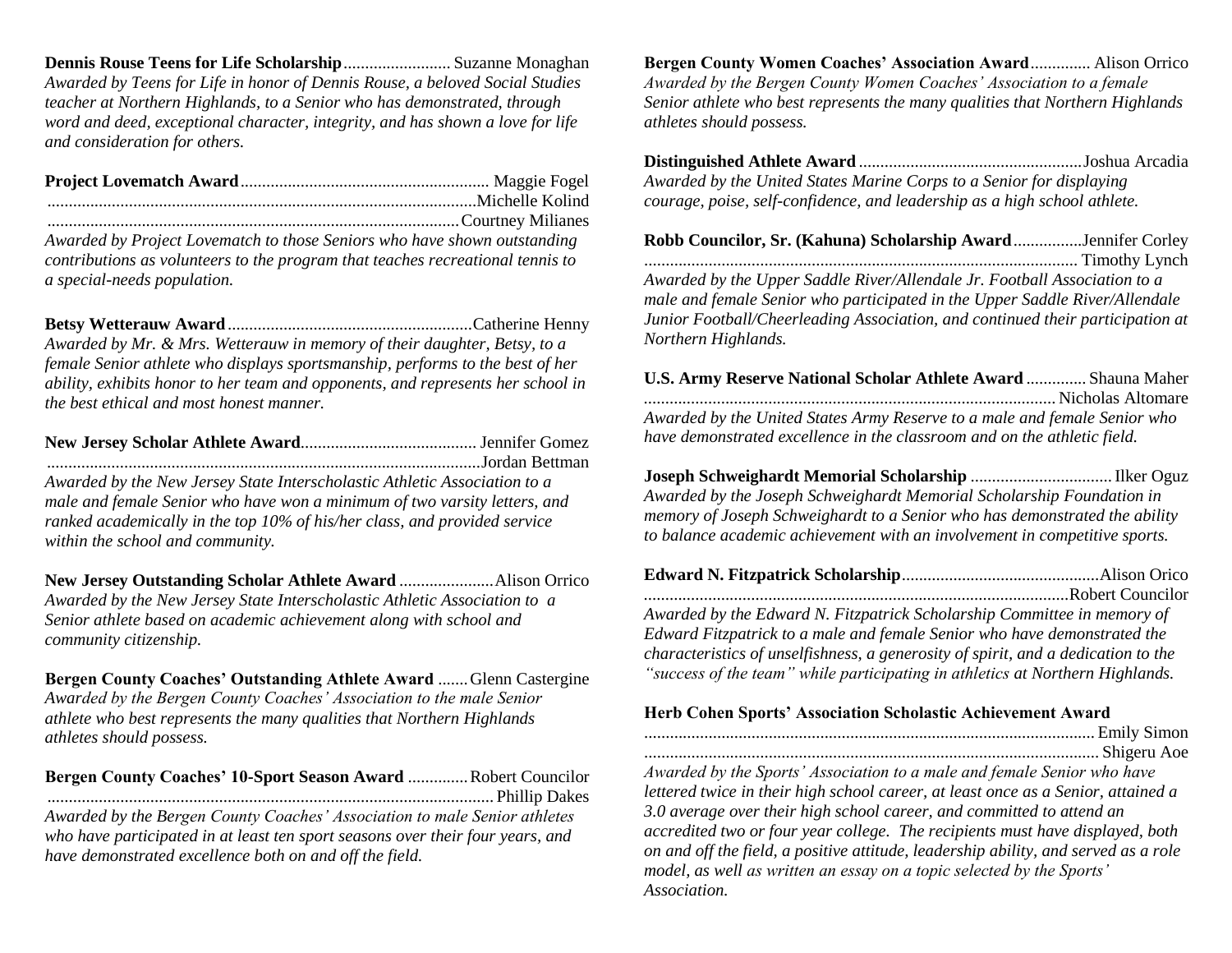**Dennis Rouse Teens for Life Scholarship** ......................... Suzanne Monaghan

*Awarded by Teens for Life in honor of Dennis Rouse, a beloved Social Studies teacher at Northern Highlands, to a Senior who has demonstrated, through word and deed, exceptional character, integrity, and has shown a love for life and consideration for others.*

**Project Lovematch Award** ......................................................... Maggie Fogel
.......................................................................................... Michelle Kolind
.......................................................................................... Courtney Milianes

*Awarded by Project Lovematch to those Seniors who have shown outstanding contributions as volunteers to the program that teaches recreational tennis to a special-needs population.*

**Betsy Wetterauw Award** ......................................................... Catherine Henny

*Awarded by Mr. & Mrs. Wetterauw in memory of their daughter, Betsy, to a female Senior athlete who displays sportsmanship, performs to the best of her ability, exhibits honor to her team and opponents, and represents her school in the best ethical and most honest manner.*

**New Jersey Scholar Athlete Award** ......................................... Jennifer Gomez
.......................................................................................... Jordan Bettman

*Awarded by the New Jersey State Interscholastic Athletic Association to a male and female Senior who have won a minimum of two varsity letters, and ranked academically in the top 10% of his/her class, and provided service within the school and community.*

**New Jersey Outstanding Scholar Athlete Award** ...................... Alison Orrico

*Awarded by the New Jersey State Interscholastic Athletic Association to a Senior athlete based on academic achievement along with school and community citizenship.*

**Bergen County Coaches' Outstanding Athlete Award** ....... Glenn Castergine

*Awarded by the Bergen County Coaches' Association to the male Senior athlete who best represents the many qualities that Northern Highlands athletes should possess.*

**Bergen County Coaches' 10-Sport Season Award** .............. Robert Councilor
.......................................................................................... Phillip Dakes

*Awarded by the Bergen County Coaches' Association to male Senior athletes who have participated in at least ten sport seasons over their four years, and have demonstrated excellence both on and off the field.*

**Bergen County Women Coaches' Association Award** .............. Alison Orrico

*Awarded by the Bergen County Women Coaches' Association to a female Senior athlete who best represents the many qualities that Northern Highlands athletes should possess.*

**Distinguished Athlete Award** .................................................... Joshua Arcadia

*Awarded by the United States Marine Corps to a Senior for displaying courage, poise, self-confidence, and leadership as a high school athlete.*

**Robb Councilor, Sr. (Kahuna) Scholarship Award** ................ Jennifer Corley
.......................................................................................... Timothy Lynch

*Awarded by the Upper Saddle River/Allendale Jr. Football Association to a male and female Senior who participated in the Upper Saddle River/Allendale Junior Football/Cheerleading Association, and continued their participation at Northern Highlands.*

**U.S. Army Reserve National Scholar Athlete Award** .............. Shauna Maher
.......................................................................................... Nicholas Altomare

*Awarded by the United States Army Reserve to a male and female Senior who have demonstrated excellence in the classroom and on the athletic field.*

**Joseph Schweighardt Memorial Scholarship** ................................ Ilker Oguz

*Awarded by the Joseph Schweighardt Memorial Scholarship Foundation in memory of Joseph Schweighardt to a Senior who has demonstrated the ability to balance academic achievement with an involvement in competitive sports.*

**Edward N. Fitzpatrick Scholarship** ............................................. Alison Orico
.......................................................................................... Robert Councilor

*Awarded by the Edward N. Fitzpatrick Scholarship Committee in memory of Edward Fitzpatrick to a male and female Senior who have demonstrated the characteristics of unselfishness, a generosity of spirit, and a dedication to the "success of the team" while participating in athletics at Northern Highlands.*

**Herb Cohen Sports' Association Scholastic Achievement Award**
.......................................................................................... Emily Simon
.......................................................................................... Shigeru Aoe

*Awarded by the Sports' Association to a male and female Senior who have lettered twice in their high school career, at least once as a Senior, attained a 3.0 average over their high school career, and committed to attend an accredited two or four year college. The recipients must have displayed, both on and off the field, a positive attitude, leadership ability, and served as a role model, as well as written an essay on a topic selected by the Sports' Association.*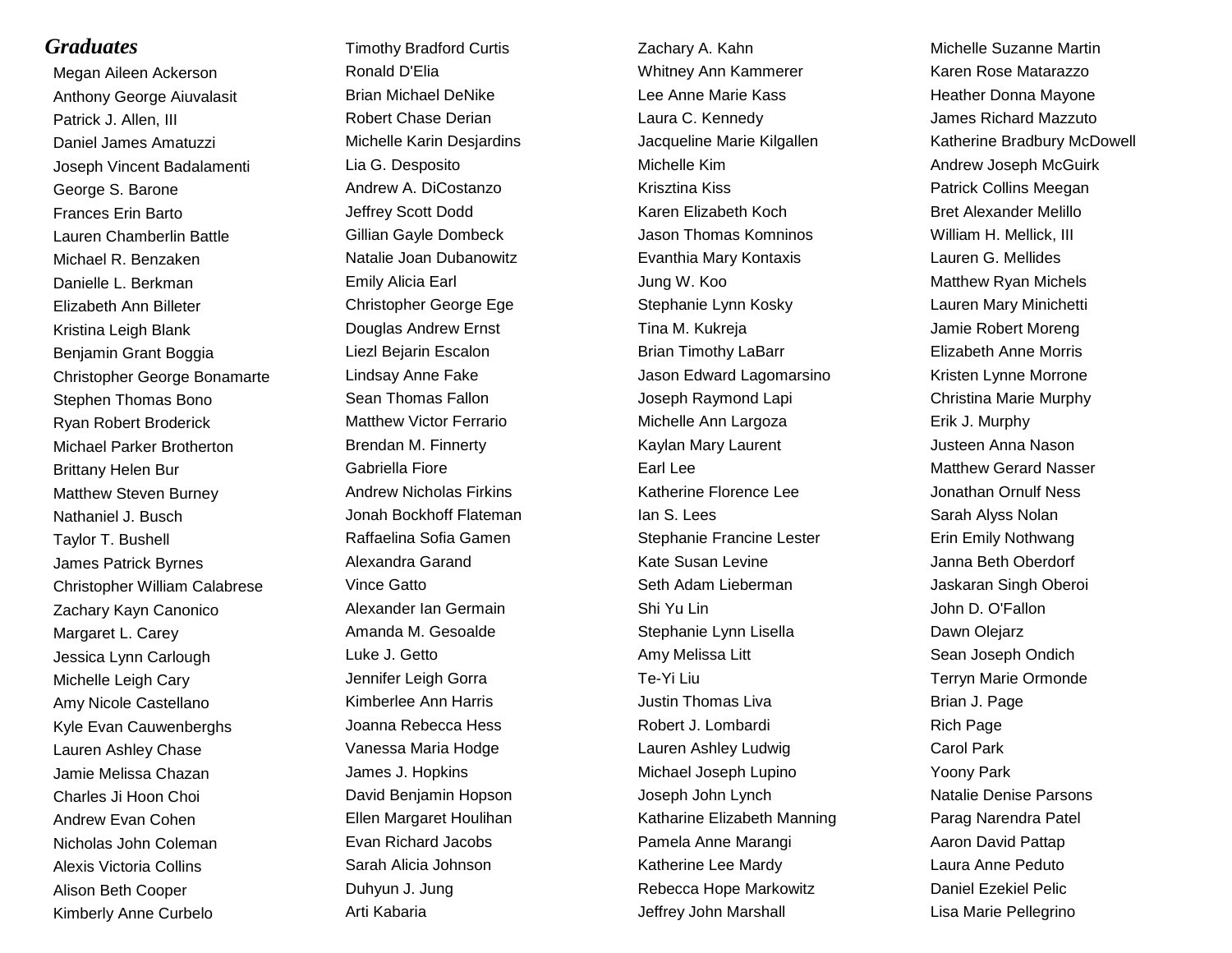## *Graduates*

Megan Aileen Ackerson
Anthony George Aiuvalasit
Patrick J. Allen, III
Daniel James Amatuzzi
Joseph Vincent Badalamenti
George S. Barone
Frances Erin Barto
Lauren Chamberlin Battle
Michael R. Benzaken
Danielle L. Berkman
Elizabeth Ann Billeter
Kristina Leigh Blank
Benjamin Grant Boggia
Christopher George Bonamarte
Stephen Thomas Bono
Ryan Robert Broderick
Michael Parker Brotherton
Brittany Helen Bur
Matthew Steven Burney
Nathaniel J. Busch
Taylor T. Bushell
James Patrick Byrnes
Christopher William Calabrese
Zachary Kayn Canonico
Margaret L. Carey
Jessica Lynn Carlough
Michelle Leigh Cary
Amy Nicole Castellano
Kyle Evan Cauwenberghs
Lauren Ashley Chase
Jamie Melissa Chazan
Charles Ji Hoon Choi
Andrew Evan Cohen
Nicholas John Coleman
Alexis Victoria Collins
Alison Beth Cooper
Kimberly Anne Curbelo
Timothy Bradford Curtis
Ronald D'Elia
Brian Michael DeNike
Robert Chase Derian
Michelle Karin Desjardins
Lia G. Desposito
Andrew A. DiCostanzo
Jeffrey Scott Dodd
Gillian Gayle Dombeck
Natalie Joan Dubanowitz
Emily Alicia Earl
Christopher George Ege
Douglas Andrew Ernst
Liezl Bejarin Escalon
Lindsay Anne Fake
Sean Thomas Fallon
Matthew Victor Ferrario
Brendan M. Finnerty
Gabriella Fiore
Andrew Nicholas Firkins
Jonah Bockhoff Flateman
Raffaelina Sofia Gamen
Alexandra Garand
Vince Gatto
Alexander Ian Germain
Amanda M. Gesoalde
Luke J. Getto
Jennifer Leigh Gorra
Kimberlee Ann Harris
Joanna Rebecca Hess
Vanessa Maria Hodge
James J. Hopkins
David Benjamin Hopson
Ellen Margaret Houlihan
Evan Richard Jacobs
Sarah Alicia Johnson
Duhyun J. Jung
Arti Kabaria
Zachary A. Kahn
Whitney Ann Kammerer
Lee Anne Marie Kass
Laura C. Kennedy
Jacqueline Marie Kilgallen
Michelle Kim
Krisztina Kiss
Karen Elizabeth Koch
Jason Thomas Komninos
Evanthia Mary Kontaxis
Jung W. Koo
Stephanie Lynn Kosky
Tina M. Kukreja
Brian Timothy LaBarr
Jason Edward Lagomarsino
Joseph Raymond Lapi
Michelle Ann Largoza
Kaylan Mary Laurent
Earl Lee
Katherine Florence Lee
Ian S. Lees
Stephanie Francine Lester
Kate Susan Levine
Seth Adam Lieberman
Shi Yu Lin
Stephanie Lynn Lisella
Amy Melissa Litt
Te-Yi Liu
Justin Thomas Liva
Robert J. Lombardi
Lauren Ashley Ludwig
Michael Joseph Lupino
Joseph John Lynch
Katharine Elizabeth Manning
Pamela Anne Marangi
Katherine Lee Mardy
Rebecca Hope Markowitz
Jeffrey John Marshall
Michelle Suzanne Martin
Karen Rose Matarazzo
Heather Donna Mayone
James Richard Mazzuto
Katherine Bradbury McDowell
Andrew Joseph McGuirk
Patrick Collins Meegan
Bret Alexander Melillo
William H. Mellick, III
Lauren G. Mellides
Matthew Ryan Michels
Lauren Mary Minichetti
Jamie Robert Moreng
Elizabeth Anne Morris
Kristen Lynne Morrone
Christina Marie Murphy
Erik J. Murphy
Justeen Anna Nason
Matthew Gerard Nasser
Jonathan Ornulf Ness
Sarah Alyss Nolan
Erin Emily Nothwang
Janna Beth Oberdorf
Jaskaran Singh Oberoi
John D. O'Fallon
Dawn Olejarz
Sean Joseph Ondich
Terryn Marie Ormonde
Brian J. Page
Rich Page
Carol Park
Yoony Park
Natalie Denise Parsons
Parag Narendra Patel
Aaron David Pattap
Laura Anne Peduto
Daniel Ezekiel Pelic
Lisa Marie Pellegrino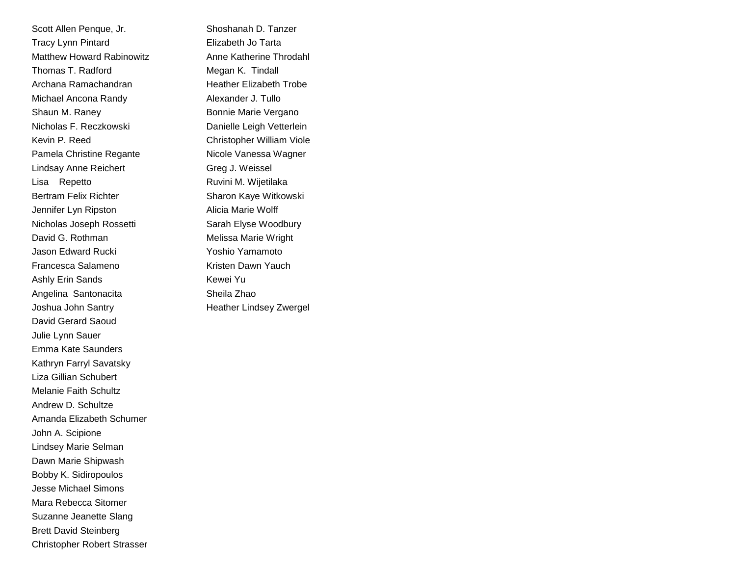Scott Allen Penque, Jr.
Tracy Lynn Pintard
Matthew Howard Rabinowitz
Thomas T. Radford
Archana Ramachandran
Michael Ancona Randy
Shaun M. Raney
Nicholas F. Reczkowski
Kevin P. Reed
Pamela Christine Regante
Lindsay Anne Reichert
Lisa Repetto
Bertram Felix Richter
Jennifer Lyn Ripston
Nicholas Joseph Rossetti
David G. Rothman
Jason Edward Rucki
Francesca Salameno
Ashly Erin Sands
Angelina Santonacita
Joshua John Santry
David Gerard Saoud
Julie Lynn Sauer
Emma Kate Saunders
Kathryn Farryl Savatsky
Liza Gillian Schubert
Melanie Faith Schultz
Andrew D. Schultze
Amanda Elizabeth Schumer
John A. Scipione
Lindsey Marie Selman
Dawn Marie Shipwash
Bobby K. Sidiropoulos
Jesse Michael Simons
Mara Rebecca Sitomer
Suzanne Jeanette Slang
Brett David Steinberg
Christopher Robert Strasser
Shoshanah D. Tanzer
Elizabeth Jo Tarta
Anne Katherine Throdahl
Megan K. Tindall
Heather Elizabeth Trobe
Alexander J. Tullo
Bonnie Marie Vergano
Danielle Leigh Vetterlein
Christopher William Viole
Nicole Vanessa Wagner
Greg J. Weissel
Ruvini M. Wijetilaka
Sharon Kaye Witkowski
Alicia Marie Wolff
Sarah Elyse Woodbury
Melissa Marie Wright
Yoshio Yamamoto
Kristen Dawn Yauch
Kewei Yu
Sheila Zhao
Heather Lindsey Zwergel